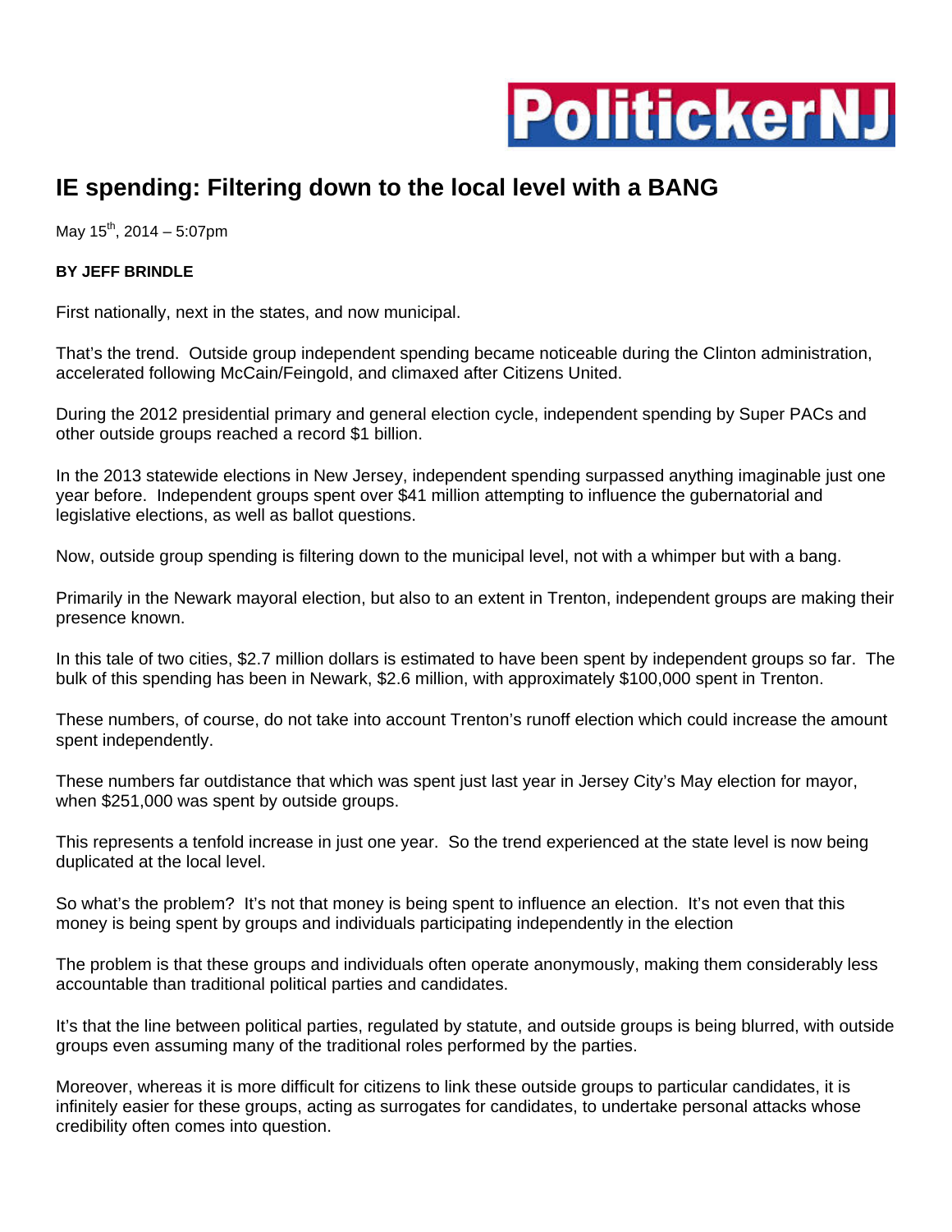PolitickerNJ

# IE spending: Filtering down to the local level with a BANG

May 15th, 2014 – 5:07pm

**BY JEFF BRINDLE**

First nationally, next in the states, and now municipal.

That's the trend. Outside group independent spending became noticeable during the Clinton administration, accelerated following McCain/Feingold, and climaxed after Citizens United.

During the 2012 presidential primary and general election cycle, independent spending by Super PACs and other outside groups reached a record $1 billion.

In the 2013 statewide elections in New Jersey, independent spending surpassed anything imaginable just one year before. Independent groups spent over $41 million attempting to influence the gubernatorial and legislative elections, as well as ballot questions.

Now, outside group spending is filtering down to the municipal level, not with a whimper but with a bang.

Primarily in the Newark mayoral election, but also to an extent in Trenton, independent groups are making their presence known.

In this tale of two cities, $2.7 million dollars is estimated to have been spent by independent groups so far. The bulk of this spending has been in Newark, $2.6 million, with approximately $100,000 spent in Trenton.

These numbers, of course, do not take into account Trenton's runoff election which could increase the amount spent independently.

These numbers far outdistance that which was spent just last year in Jersey City's May election for mayor, when $251,000 was spent by outside groups.

This represents a tenfold increase in just one year. So the trend experienced at the state level is now being duplicated at the local level.

So what's the problem? It's not that money is being spent to influence an election. It's not even that this money is being spent by groups and individuals participating independently in the election

The problem is that these groups and individuals often operate anonymously, making them considerably less accountable than traditional political parties and candidates.

It's that the line between political parties, regulated by statute, and outside groups is being blurred, with outside groups even assuming many of the traditional roles performed by the parties.

Moreover, whereas it is more difficult for citizens to link these outside groups to particular candidates, it is infinitely easier for these groups, acting as surrogates for candidates, to undertake personal attacks whose credibility often comes into question.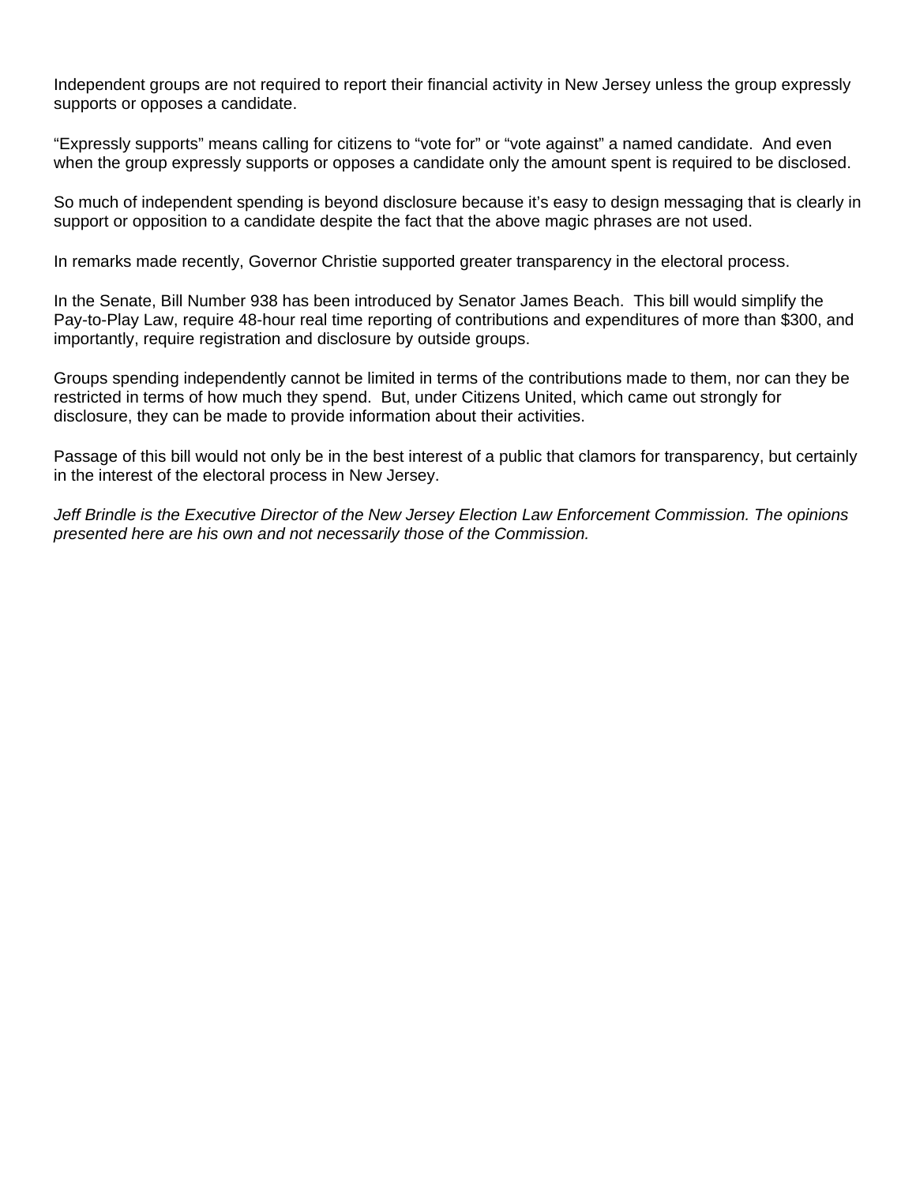Independent groups are not required to report their financial activity in New Jersey unless the group expressly supports or opposes a candidate.

"Expressly supports" means calling for citizens to "vote for" or "vote against" a named candidate. And even when the group expressly supports or opposes a candidate only the amount spent is required to be disclosed.

So much of independent spending is beyond disclosure because it's easy to design messaging that is clearly in support or opposition to a candidate despite the fact that the above magic phrases are not used.

In remarks made recently, Governor Christie supported greater transparency in the electoral process.

In the Senate, Bill Number 938 has been introduced by Senator James Beach. This bill would simplify the Pay-to-Play Law, require 48-hour real time reporting of contributions and expenditures of more than $300, and importantly, require registration and disclosure by outside groups.

Groups spending independently cannot be limited in terms of the contributions made to them, nor can they be restricted in terms of how much they spend. But, under Citizens United, which came out strongly for disclosure, they can be made to provide information about their activities.

Passage of this bill would not only be in the best interest of a public that clamors for transparency, but certainly in the interest of the electoral process in New Jersey.

*Jeff Brindle is the Executive Director of the New Jersey Election Law Enforcement Commission. The opinions presented here are his own and not necessarily those of the Commission.*